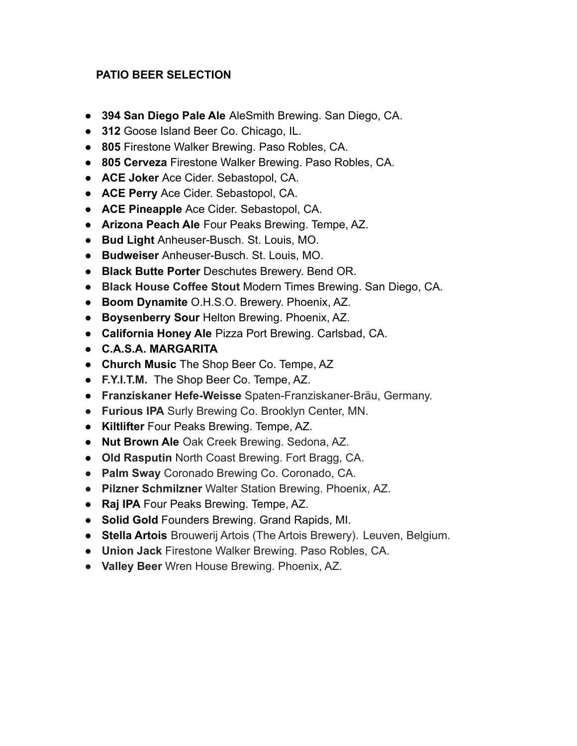**PATIO BEER SELECTION**

- **394 San Diego Pale Ale** AleSmith Brewing. San Diego, CA.
- **312** Goose Island Beer Co. Chicago, IL.
- **805** Firestone Walker Brewing. Paso Robles, CA.
- **805 Cerveza** Firestone Walker Brewing. Paso Robles, CA.
- **ACE Joker** Ace Cider. Sebastopol, CA.
- **ACE Perry** Ace Cider. Sebastopol, CA.
- **ACE Pineapple** Ace Cider. Sebastopol, CA.
- **Arizona Peach Ale** Four Peaks Brewing. Tempe, AZ.
- **Bud Light** Anheuser-Busch. St. Louis, MO.
- **Budweiser** Anheuser-Busch. St. Louis, MO.
- **Black Butte Porter** Deschutes Brewery. Bend OR.
- **Black House Coffee Stout** Modern Times Brewing. San Diego, CA.
- **Boom Dynamite** O.H.S.O. Brewery. Phoenix, AZ.
- **Boysenberry Sour** Helton Brewing. Phoenix, AZ.
- **California Honey Ale** Pizza Port Brewing. Carlsbad, CA.
- **C.A.S.A. MARGARITA**
- **Church Music** The Shop Beer Co. Tempe, AZ
- **F.Y.I.T.M.** The Shop Beer Co. Tempe, AZ.
- **Franziskaner Hefe-Weisse** Spaten-Franziskaner-Bräu, Germany.
- **Furious IPA** Surly Brewing Co. Brooklyn Center, MN.
- **Kiltlifter** Four Peaks Brewing. Tempe, AZ.
- **Nut Brown Ale** Oak Creek Brewing. Sedona, AZ.
- **Old Rasputin** North Coast Brewing. Fort Bragg, CA.
- **Palm Sway** Coronado Brewing Co. Coronado, CA.
- **Pilzner Schmilzner** Walter Station Brewing. Phoenix, AZ.
- **Raj IPA** Four Peaks Brewing. Tempe, AZ.
- **Solid Gold** Founders Brewing. Grand Rapids, MI.
- **Stella Artois** Brouwerij Artois (The Artois Brewery). Leuven, Belgium.
- **Union Jack** Firestone Walker Brewing. Paso Robles, CA.
- **Valley Beer** Wren House Brewing. Phoenix, AZ.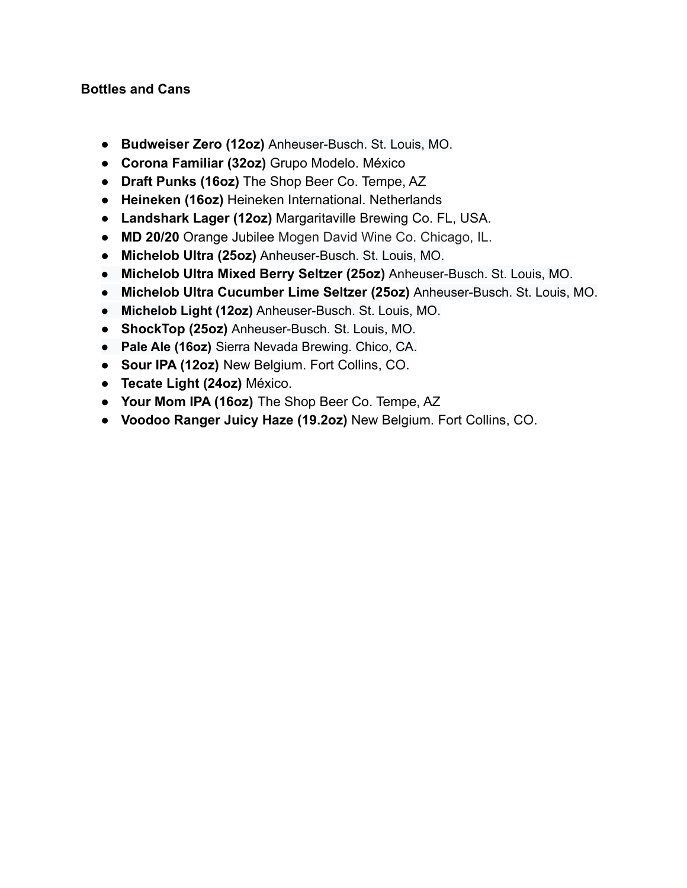**Bottles and Cans**

- **Budweiser Zero (12oz)** Anheuser-Busch. St. Louis, MO.
- **Corona Familiar (32oz)** Grupo Modelo. México
- **Draft Punks (16oz)** The Shop Beer Co. Tempe, AZ
- **Heineken (16oz)** Heineken International. Netherlands
- **Landshark Lager (12oz)** Margaritaville Brewing Co. FL, USA.
- **MD 20/20** Orange Jubilee Mogen David Wine Co. Chicago, IL.
- **Michelob Ultra (25oz)** Anheuser-Busch. St. Louis, MO.
- **Michelob Ultra Mixed Berry Seltzer (25oz)** Anheuser-Busch. St. Louis, MO.
- **Michelob Ultra Cucumber Lime Seltzer (25oz)** Anheuser-Busch. St. Louis, MO.
- **Michelob Light (12oz)** Anheuser-Busch. St. Louis, MO.
- **ShockTop (25oz)** Anheuser-Busch. St. Louis, MO.
- **Pale Ale (16oz)** Sierra Nevada Brewing. Chico, CA.
- **Sour IPA (12oz)** New Belgium. Fort Collins, CO.
- **Tecate Light (24oz)** México.
- **Your Mom IPA (16oz)** The Shop Beer Co. Tempe, AZ
- **Voodoo Ranger Juicy Haze (19.2oz)** New Belgium. Fort Collins, CO.